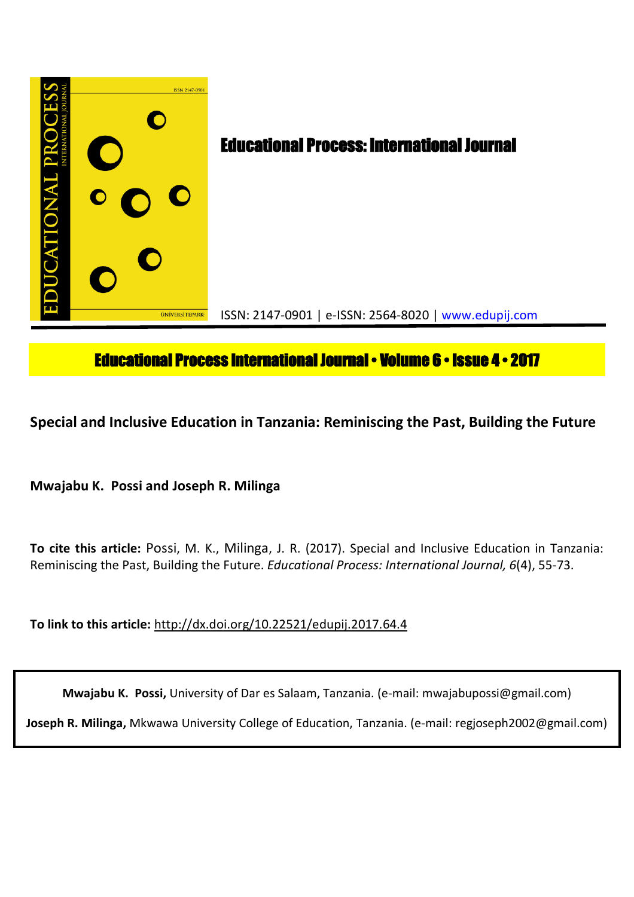# Educational Process: International Journal

ISSN: 2147-0901 | e-ISSN: 2564-8020 | www.edupij.com

**Educational Process International Journal • Volume 6 • Issue 4 • 2017**

## Special and Inclusive Education in Tanzania: Reminiscing the Past, Building the Future

**Mwajabu K. Possi and Joseph R. Milinga**

**To cite this article:** Possi, M. K., Milinga, J. R. (2017). Special and Inclusive Education in Tanzania: Reminiscing the Past, Building the Future. *Educational Process: International Journal, 6*(4), 55-73.

**To link to this article:** http://dx.doi.org/10.22521/edupij.2017.64.4

**Mwajabu K. Possi,** University of Dar es Salaam, Tanzania. (e-mail: mwajabupossi@gmail.com)

**Joseph R. Milinga,** Mkwawa University College of Education, Tanzania. (e-mail: regjoseph2002@gmail.com)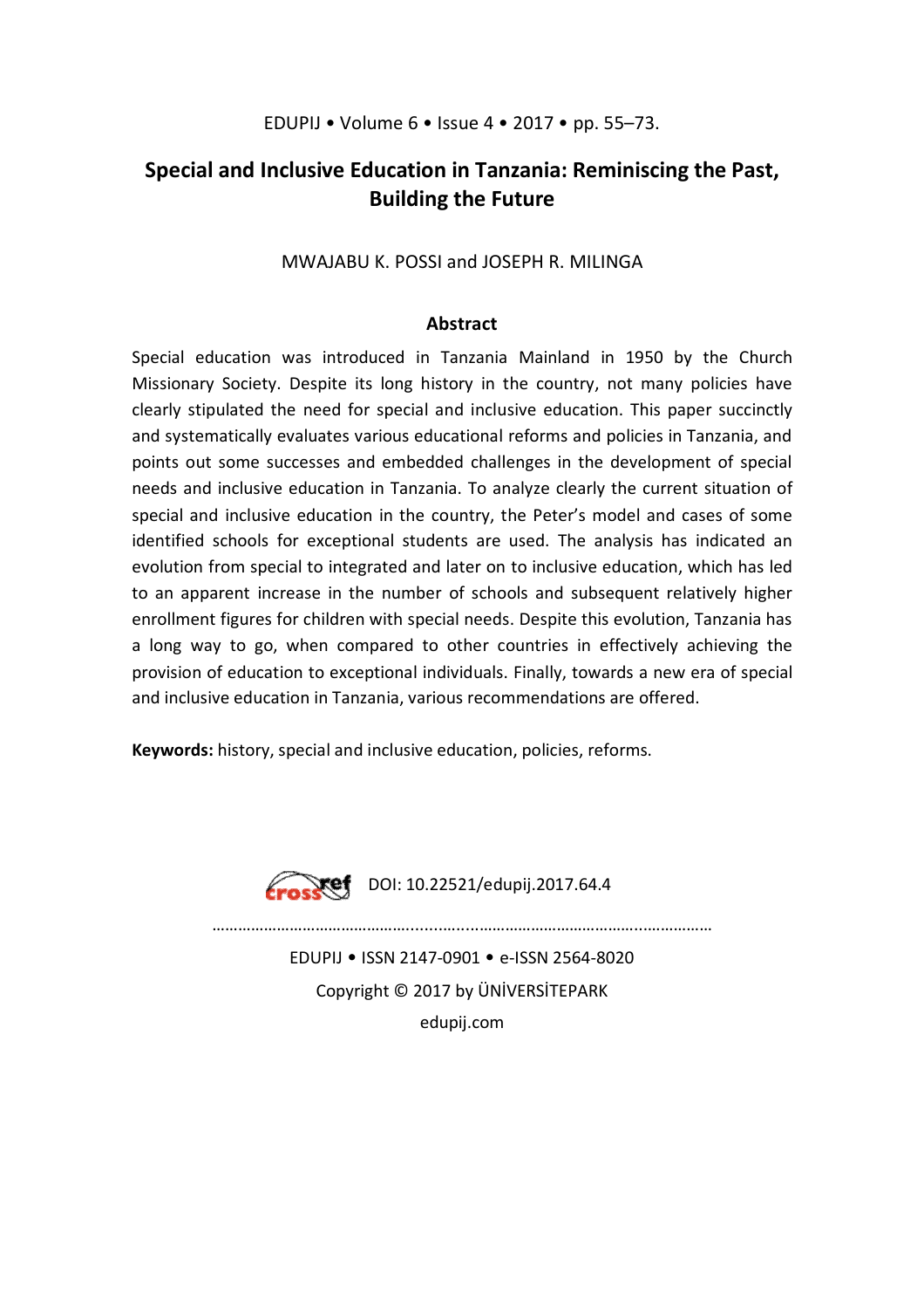# Special and Inclusive Education in Tanzania: Reminiscing the Past, Building the Future

MWAJABU K. POSSI and JOSEPH R. MILINGA

## Abstract

Special education was introduced in Tanzania Mainland in 1950 by the Church Missionary Society. Despite its long history in the country, not many policies have clearly stipulated the need for special and inclusive education. This paper succinctly and systematically evaluates various educational reforms and policies in Tanzania, and points out some successes and embedded challenges in the development of special needs and inclusive education in Tanzania. To analyze clearly the current situation of special and inclusive education in the country, the Peter's model and cases of some identified schools for exceptional students are used. The analysis has indicated an evolution from special to integrated and later on to inclusive education, which has led to an apparent increase in the number of schools and subsequent relatively higher enrollment figures for children with special needs. Despite this evolution, Tanzania has a long way to go, when compared to other countries in effectively achieving the provision of education to exceptional individuals. Finally, towards a new era of special and inclusive education in Tanzania, various recommendations are offered.

**Keywords:** history, special and inclusive education, policies, reforms.

DOI: 10.22521/edupij.2017.64.4

EDUPIJ • ISSN 2147-0901 • e-ISSN 2564-8020

Copyright © 2017 by ÜNİVERSİTEPARK

edupij.com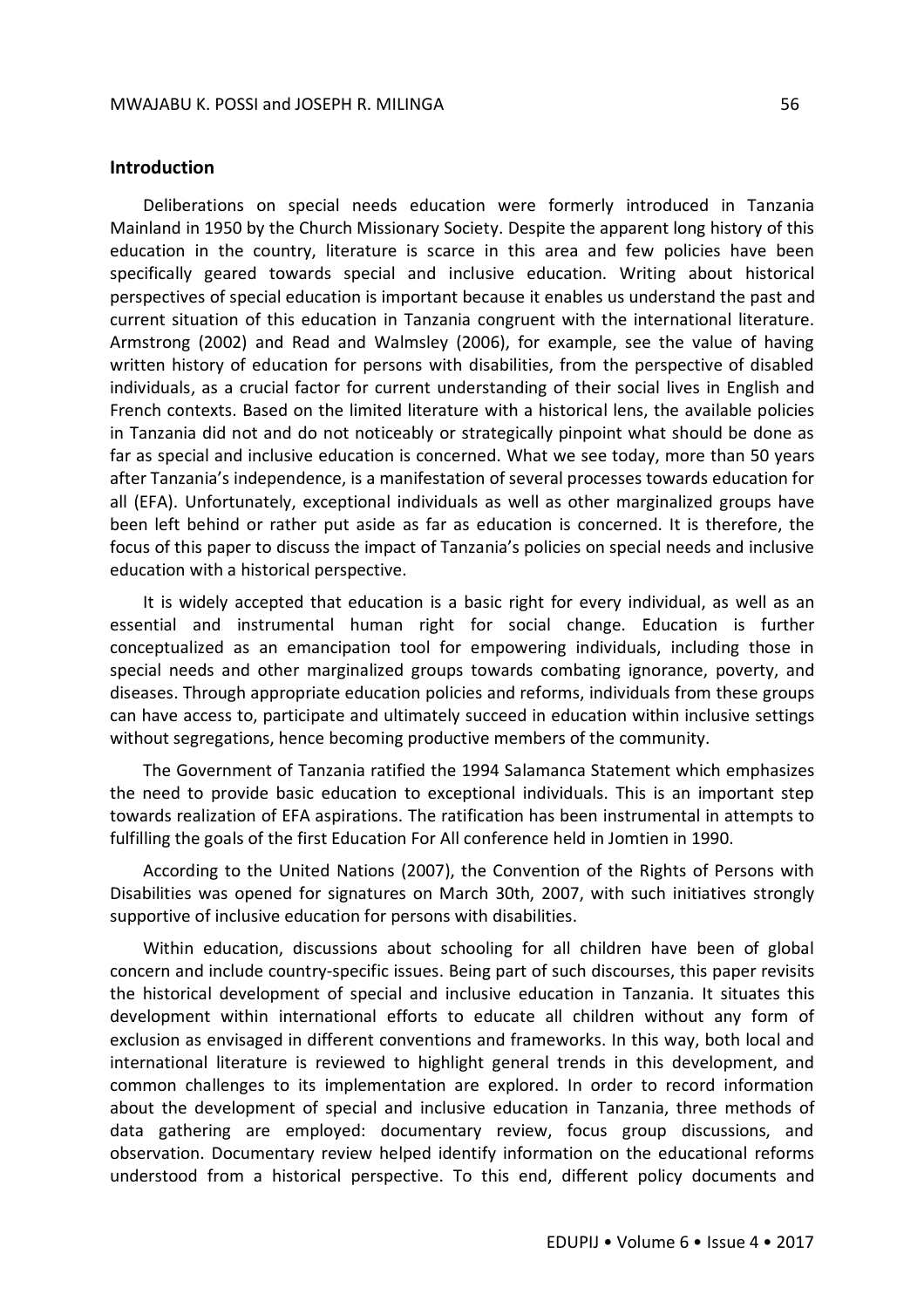## Introduction

Deliberations on special needs education were formerly introduced in Tanzania Mainland in 1950 by the Church Missionary Society. Despite the apparent long history of this education in the country, literature is scarce in this area and few policies have been specifically geared towards special and inclusive education. Writing about historical perspectives of special education is important because it enables us understand the past and current situation of this education in Tanzania congruent with the international literature. Armstrong (2002) and Read and Walmsley (2006), for example, see the value of having written history of education for persons with disabilities, from the perspective of disabled individuals, as a crucial factor for current understanding of their social lives in English and French contexts. Based on the limited literature with a historical lens, the available policies in Tanzania did not and do not noticeably or strategically pinpoint what should be done as far as special and inclusive education is concerned. What we see today, more than 50 years after Tanzania's independence, is a manifestation of several processes towards education for all (EFA). Unfortunately, exceptional individuals as well as other marginalized groups have been left behind or rather put aside as far as education is concerned. It is therefore, the focus of this paper to discuss the impact of Tanzania's policies on special needs and inclusive education with a historical perspective.

It is widely accepted that education is a basic right for every individual, as well as an essential and instrumental human right for social change. Education is further conceptualized as an emancipation tool for empowering individuals, including those in special needs and other marginalized groups towards combating ignorance, poverty, and diseases. Through appropriate education policies and reforms, individuals from these groups can have access to, participate and ultimately succeed in education within inclusive settings without segregations, hence becoming productive members of the community.

The Government of Tanzania ratified the 1994 Salamanca Statement which emphasizes the need to provide basic education to exceptional individuals. This is an important step towards realization of EFA aspirations. The ratification has been instrumental in attempts to fulfilling the goals of the first Education For All conference held in Jomtien in 1990.

According to the United Nations (2007), the Convention of the Rights of Persons with Disabilities was opened for signatures on March 30th, 2007, with such initiatives strongly supportive of inclusive education for persons with disabilities.

Within education, discussions about schooling for all children have been of global concern and include country-specific issues. Being part of such discourses, this paper revisits the historical development of special and inclusive education in Tanzania. It situates this development within international efforts to educate all children without any form of exclusion as envisaged in different conventions and frameworks. In this way, both local and international literature is reviewed to highlight general trends in this development, and common challenges to its implementation are explored. In order to record information about the development of special and inclusive education in Tanzania, three methods of data gathering are employed: documentary review, focus group discussions, and observation. Documentary review helped identify information on the educational reforms understood from a historical perspective. To this end, different policy documents and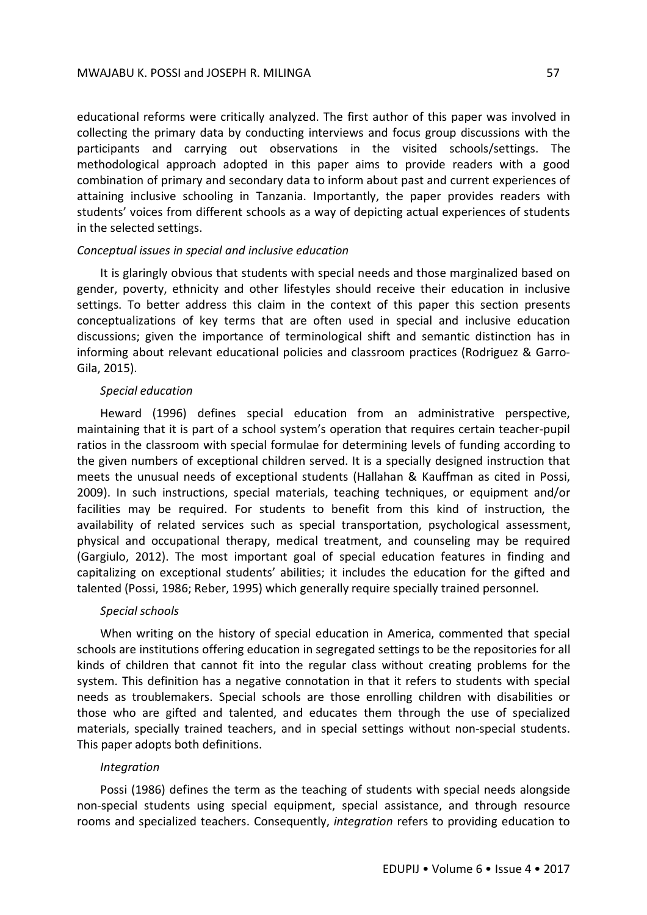educational reforms were critically analyzed. The first author of this paper was involved in collecting the primary data by conducting interviews and focus group discussions with the participants and carrying out observations in the visited schools/settings. The methodological approach adopted in this paper aims to provide readers with a good combination of primary and secondary data to inform about past and current experiences of attaining inclusive schooling in Tanzania. Importantly, the paper provides readers with students' voices from different schools as a way of depicting actual experiences of students in the selected settings.

### *Conceptual issues in special and inclusive education*

It is glaringly obvious that students with special needs and those marginalized based on gender, poverty, ethnicity and other lifestyles should receive their education in inclusive settings. To better address this claim in the context of this paper this section presents conceptualizations of key terms that are often used in special and inclusive education discussions; given the importance of terminological shift and semantic distinction has in informing about relevant educational policies and classroom practices (Rodriguez & Garro-Gila, 2015).

#### *Special education*

Heward (1996) defines special education from an administrative perspective, maintaining that it is part of a school system's operation that requires certain teacher-pupil ratios in the classroom with special formulae for determining levels of funding according to the given numbers of exceptional children served. It is a specially designed instruction that meets the unusual needs of exceptional students (Hallahan & Kauffman as cited in Possi, 2009). In such instructions, special materials, teaching techniques, or equipment and/or facilities may be required. For students to benefit from this kind of instruction, the availability of related services such as special transportation, psychological assessment, physical and occupational therapy, medical treatment, and counseling may be required (Gargiulo, 2012). The most important goal of special education features in finding and capitalizing on exceptional students' abilities; it includes the education for the gifted and talented (Possi, 1986; Reber, 1995) which generally require specially trained personnel.

#### *Special schools*

When writing on the history of special education in America, commented that special schools are institutions offering education in segregated settings to be the repositories for all kinds of children that cannot fit into the regular class without creating problems for the system. This definition has a negative connotation in that it refers to students with special needs as troublemakers. Special schools are those enrolling children with disabilities or those who are gifted and talented, and educates them through the use of specialized materials, specially trained teachers, and in special settings without non-special students. This paper adopts both definitions.

#### *Integration*

Possi (1986) defines the term as the teaching of students with special needs alongside non-special students using special equipment, special assistance, and through resource rooms and specialized teachers. Consequently, *integration* refers to providing education to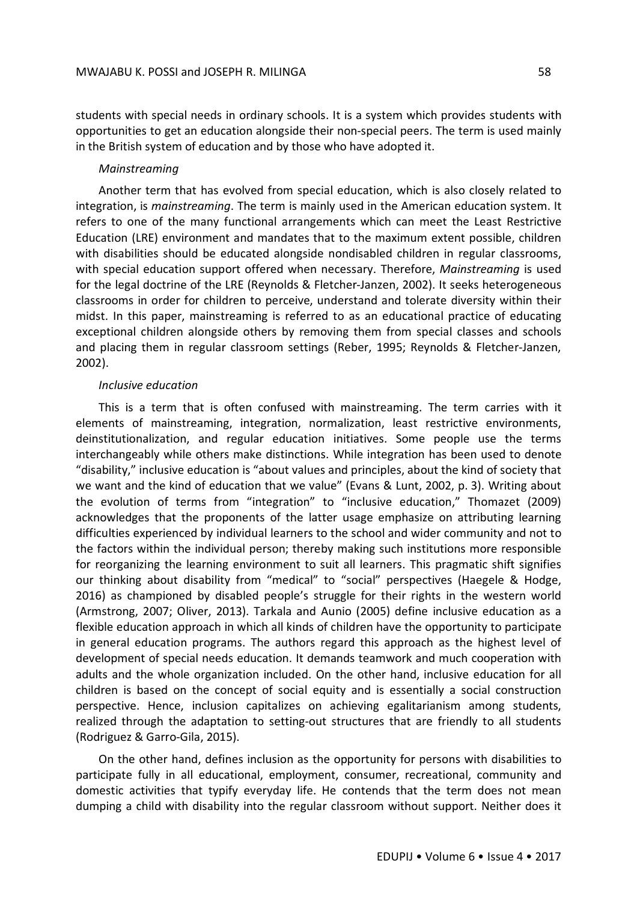students with special needs in ordinary schools. It is a system which provides students with opportunities to get an education alongside their non-special peers. The term is used mainly in the British system of education and by those who have adopted it.

*Mainstreaming*

Another term that has evolved from special education, which is also closely related to integration, is *mainstreaming*. The term is mainly used in the American education system. It refers to one of the many functional arrangements which can meet the Least Restrictive Education (LRE) environment and mandates that to the maximum extent possible, children with disabilities should be educated alongside nondisabled children in regular classrooms, with special education support offered when necessary. Therefore, *Mainstreaming* is used for the legal doctrine of the LRE (Reynolds & Fletcher-Janzen, 2002). It seeks heterogeneous classrooms in order for children to perceive, understand and tolerate diversity within their midst. In this paper, mainstreaming is referred to as an educational practice of educating exceptional children alongside others by removing them from special classes and schools and placing them in regular classroom settings (Reber, 1995; Reynolds & Fletcher-Janzen, 2002).

*Inclusive education*

This is a term that is often confused with mainstreaming. The term carries with it elements of mainstreaming, integration, normalization, least restrictive environments, deinstitutionalization, and regular education initiatives. Some people use the terms interchangeably while others make distinctions. While integration has been used to denote "disability," inclusive education is "about values and principles, about the kind of society that we want and the kind of education that we value" (Evans & Lunt, 2002, p. 3). Writing about the evolution of terms from "integration" to "inclusive education," Thomazet (2009) acknowledges that the proponents of the latter usage emphasize on attributing learning difficulties experienced by individual learners to the school and wider community and not to the factors within the individual person; thereby making such institutions more responsible for reorganizing the learning environment to suit all learners. This pragmatic shift signifies our thinking about disability from "medical" to "social" perspectives (Haegele & Hodge, 2016) as championed by disabled people's struggle for their rights in the western world (Armstrong, 2007; Oliver, 2013). Tarkala and Aunio (2005) define inclusive education as a flexible education approach in which all kinds of children have the opportunity to participate in general education programs. The authors regard this approach as the highest level of development of special needs education. It demands teamwork and much cooperation with adults and the whole organization included. On the other hand, inclusive education for all children is based on the concept of social equity and is essentially a social construction perspective. Hence, inclusion capitalizes on achieving egalitarianism among students, realized through the adaptation to setting-out structures that are friendly to all students (Rodriguez & Garro-Gila, 2015).

On the other hand, defines inclusion as the opportunity for persons with disabilities to participate fully in all educational, employment, consumer, recreational, community and domestic activities that typify everyday life. He contends that the term does not mean dumping a child with disability into the regular classroom without support. Neither does it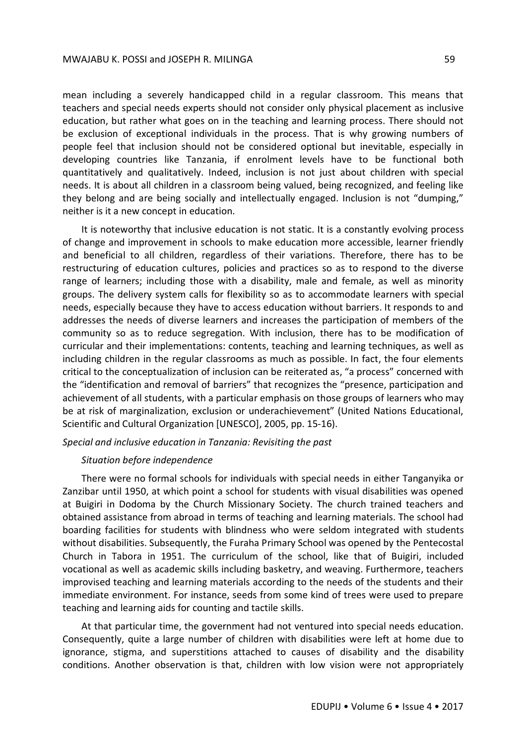mean including a severely handicapped child in a regular classroom. This means that teachers and special needs experts should not consider only physical placement as inclusive education, but rather what goes on in the teaching and learning process. There should not be exclusion of exceptional individuals in the process. That is why growing numbers of people feel that inclusion should not be considered optional but inevitable, especially in developing countries like Tanzania, if enrolment levels have to be functional both quantitatively and qualitatively. Indeed, inclusion is not just about children with special needs. It is about all children in a classroom being valued, being recognized, and feeling like they belong and are being socially and intellectually engaged. Inclusion is not "dumping," neither is it a new concept in education.

It is noteworthy that inclusive education is not static. It is a constantly evolving process of change and improvement in schools to make education more accessible, learner friendly and beneficial to all children, regardless of their variations. Therefore, there has to be restructuring of education cultures, policies and practices so as to respond to the diverse range of learners; including those with a disability, male and female, as well as minority groups. The delivery system calls for flexibility so as to accommodate learners with special needs, especially because they have to access education without barriers. It responds to and addresses the needs of diverse learners and increases the participation of members of the community so as to reduce segregation. With inclusion, there has to be modification of curricular and their implementations: contents, teaching and learning techniques, as well as including children in the regular classrooms as much as possible. In fact, the four elements critical to the conceptualization of inclusion can be reiterated as, "a process" concerned with the "identification and removal of barriers" that recognizes the "presence, participation and achievement of all students, with a particular emphasis on those groups of learners who may be at risk of marginalization, exclusion or underachievement" (United Nations Educational, Scientific and Cultural Organization [UNESCO], 2005, pp. 15-16).

*Special and inclusive education in Tanzania: Revisiting the past*

*Situation before independence*

There were no formal schools for individuals with special needs in either Tanganyika or Zanzibar until 1950, at which point a school for students with visual disabilities was opened at Buigiri in Dodoma by the Church Missionary Society. The church trained teachers and obtained assistance from abroad in terms of teaching and learning materials. The school had boarding facilities for students with blindness who were seldom integrated with students without disabilities. Subsequently, the Furaha Primary School was opened by the Pentecostal Church in Tabora in 1951. The curriculum of the school, like that of Buigiri, included vocational as well as academic skills including basketry, and weaving. Furthermore, teachers improvised teaching and learning materials according to the needs of the students and their immediate environment. For instance, seeds from some kind of trees were used to prepare teaching and learning aids for counting and tactile skills.

At that particular time, the government had not ventured into special needs education. Consequently, quite a large number of children with disabilities were left at home due to ignorance, stigma, and superstitions attached to causes of disability and the disability conditions. Another observation is that, children with low vision were not appropriately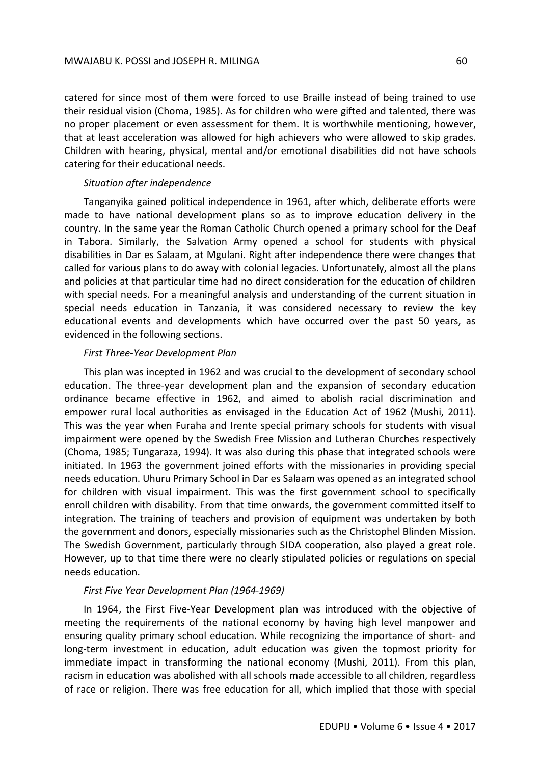catered for since most of them were forced to use Braille instead of being trained to use their residual vision (Choma, 1985). As for children who were gifted and talented, there was no proper placement or even assessment for them. It is worthwhile mentioning, however, that at least acceleration was allowed for high achievers who were allowed to skip grades. Children with hearing, physical, mental and/or emotional disabilities did not have schools catering for their educational needs.

*Situation after independence*

Tanganyika gained political independence in 1961, after which, deliberate efforts were made to have national development plans so as to improve education delivery in the country. In the same year the Roman Catholic Church opened a primary school for the Deaf in Tabora. Similarly, the Salvation Army opened a school for students with physical disabilities in Dar es Salaam, at Mgulani. Right after independence there were changes that called for various plans to do away with colonial legacies. Unfortunately, almost all the plans and policies at that particular time had no direct consideration for the education of children with special needs. For a meaningful analysis and understanding of the current situation in special needs education in Tanzania, it was considered necessary to review the key educational events and developments which have occurred over the past 50 years, as evidenced in the following sections.

*First Three-Year Development Plan*

This plan was incepted in 1962 and was crucial to the development of secondary school education. The three-year development plan and the expansion of secondary education ordinance became effective in 1962, and aimed to abolish racial discrimination and empower rural local authorities as envisaged in the Education Act of 1962 (Mushi, 2011). This was the year when Furaha and Irente special primary schools for students with visual impairment were opened by the Swedish Free Mission and Lutheran Churches respectively (Choma, 1985; Tungaraza, 1994). It was also during this phase that integrated schools were initiated. In 1963 the government joined efforts with the missionaries in providing special needs education. Uhuru Primary School in Dar es Salaam was opened as an integrated school for children with visual impairment. This was the first government school to specifically enroll children with disability. From that time onwards, the government committed itself to integration. The training of teachers and provision of equipment was undertaken by both the government and donors, especially missionaries such as the Christophel Blinden Mission. The Swedish Government, particularly through SIDA cooperation, also played a great role. However, up to that time there were no clearly stipulated policies or regulations on special needs education.

*First Five Year Development Plan (1964-1969)*

In 1964, the First Five-Year Development plan was introduced with the objective of meeting the requirements of the national economy by having high level manpower and ensuring quality primary school education. While recognizing the importance of short- and long-term investment in education, adult education was given the topmost priority for immediate impact in transforming the national economy (Mushi, 2011). From this plan, racism in education was abolished with all schools made accessible to all children, regardless of race or religion. There was free education for all, which implied that those with special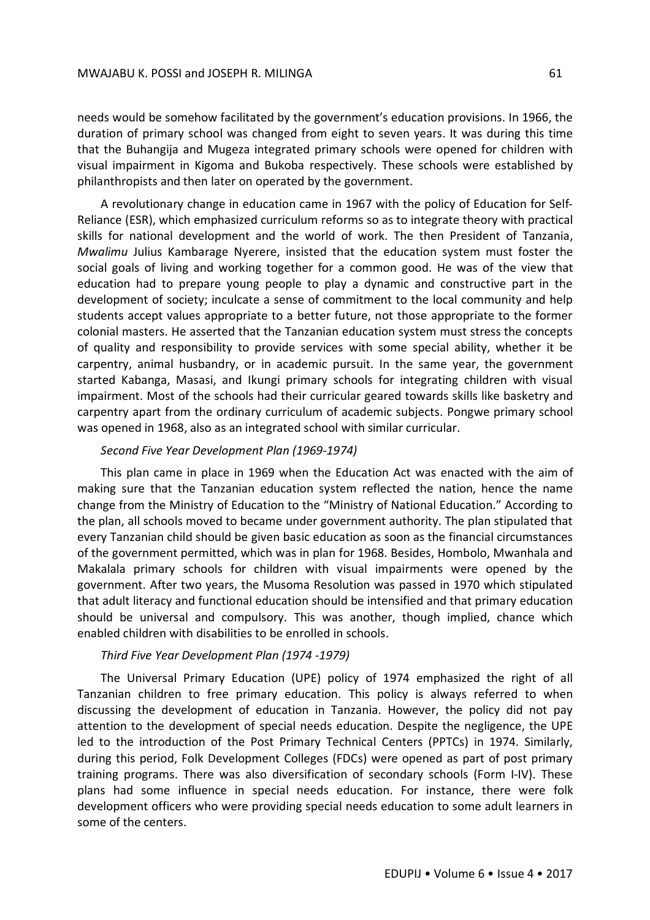needs would be somehow facilitated by the government's education provisions. In 1966, the duration of primary school was changed from eight to seven years. It was during this time that the Buhangija and Mugeza integrated primary schools were opened for children with visual impairment in Kigoma and Bukoba respectively. These schools were established by philanthropists and then later on operated by the government.

A revolutionary change in education came in 1967 with the policy of Education for Self-Reliance (ESR), which emphasized curriculum reforms so as to integrate theory with practical skills for national development and the world of work. The then President of Tanzania, *Mwalimu* Julius Kambarage Nyerere, insisted that the education system must foster the social goals of living and working together for a common good. He was of the view that education had to prepare young people to play a dynamic and constructive part in the development of society; inculcate a sense of commitment to the local community and help students accept values appropriate to a better future, not those appropriate to the former colonial masters. He asserted that the Tanzanian education system must stress the concepts of quality and responsibility to provide services with some special ability, whether it be carpentry, animal husbandry, or in academic pursuit. In the same year, the government started Kabanga, Masasi, and Ikungi primary schools for integrating children with visual impairment. Most of the schools had their curricular geared towards skills like basketry and carpentry apart from the ordinary curriculum of academic subjects. Pongwe primary school was opened in 1968, also as an integrated school with similar curricular.

*Second Five Year Development Plan (1969-1974)*

This plan came in place in 1969 when the Education Act was enacted with the aim of making sure that the Tanzanian education system reflected the nation, hence the name change from the Ministry of Education to the "Ministry of National Education." According to the plan, all schools moved to became under government authority. The plan stipulated that every Tanzanian child should be given basic education as soon as the financial circumstances of the government permitted, which was in plan for 1968. Besides, Hombolo, Mwanhala and Makalala primary schools for children with visual impairments were opened by the government. After two years, the Musoma Resolution was passed in 1970 which stipulated that adult literacy and functional education should be intensified and that primary education should be universal and compulsory. This was another, though implied, chance which enabled children with disabilities to be enrolled in schools.

*Third Five Year Development Plan (1974 -1979)*

The Universal Primary Education (UPE) policy of 1974 emphasized the right of all Tanzanian children to free primary education. This policy is always referred to when discussing the development of education in Tanzania. However, the policy did not pay attention to the development of special needs education. Despite the negligence, the UPE led to the introduction of the Post Primary Technical Centers (PPTCs) in 1974. Similarly, during this period, Folk Development Colleges (FDCs) were opened as part of post primary training programs. There was also diversification of secondary schools (Form I-IV). These plans had some influence in special needs education. For instance, there were folk development officers who were providing special needs education to some adult learners in some of the centers.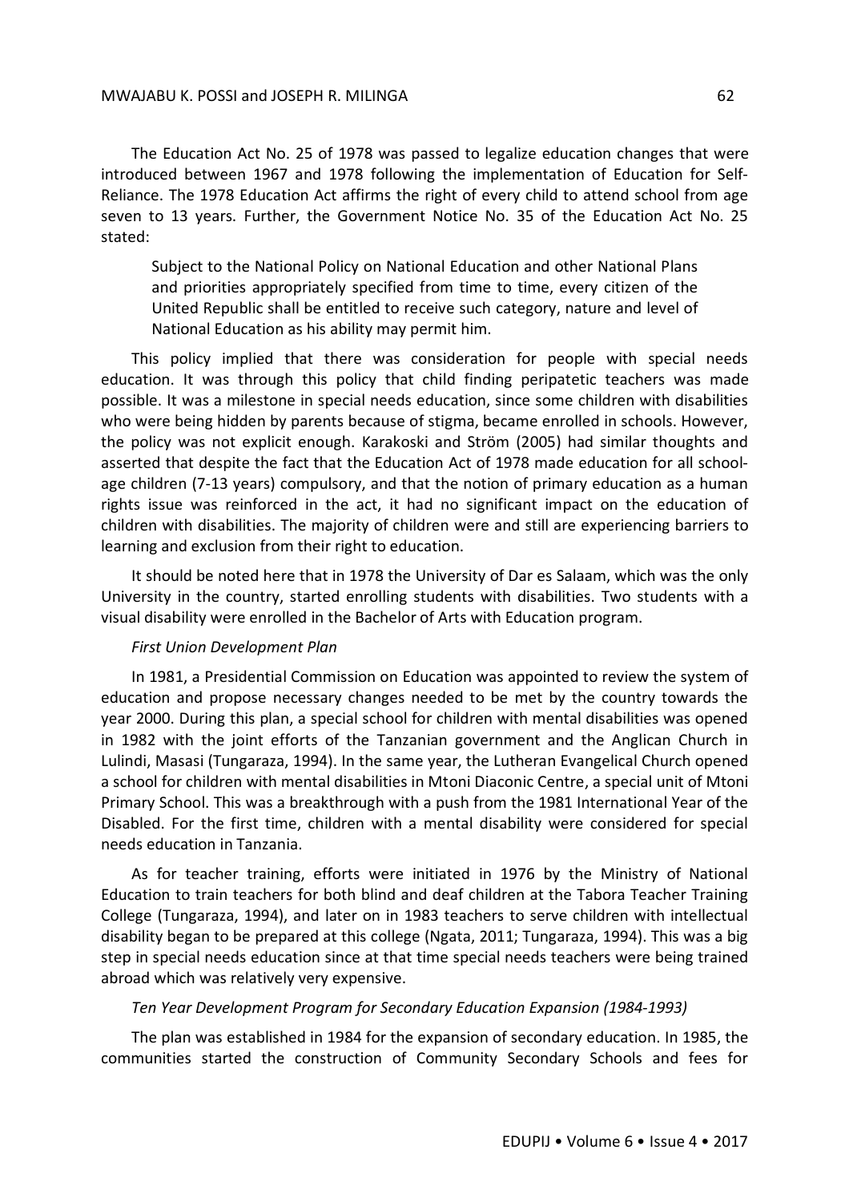The Education Act No. 25 of 1978 was passed to legalize education changes that were introduced between 1967 and 1978 following the implementation of Education for Self-Reliance. The 1978 Education Act affirms the right of every child to attend school from age seven to 13 years. Further, the Government Notice No. 35 of the Education Act No. 25 stated:

> Subject to the National Policy on National Education and other National Plans and priorities appropriately specified from time to time, every citizen of the United Republic shall be entitled to receive such category, nature and level of National Education as his ability may permit him.

This policy implied that there was consideration for people with special needs education. It was through this policy that child finding peripatetic teachers was made possible. It was a milestone in special needs education, since some children with disabilities who were being hidden by parents because of stigma, became enrolled in schools. However, the policy was not explicit enough. Karakoski and Ström (2005) had similar thoughts and asserted that despite the fact that the Education Act of 1978 made education for all school-age children (7-13 years) compulsory, and that the notion of primary education as a human rights issue was reinforced in the act, it had no significant impact on the education of children with disabilities. The majority of children were and still are experiencing barriers to learning and exclusion from their right to education.

It should be noted here that in 1978 the University of Dar es Salaam, which was the only University in the country, started enrolling students with disabilities. Two students with a visual disability were enrolled in the Bachelor of Arts with Education program.

*First Union Development Plan*

In 1981, a Presidential Commission on Education was appointed to review the system of education and propose necessary changes needed to be met by the country towards the year 2000. During this plan, a special school for children with mental disabilities was opened in 1982 with the joint efforts of the Tanzanian government and the Anglican Church in Lulindi, Masasi (Tungaraza, 1994). In the same year, the Lutheran Evangelical Church opened a school for children with mental disabilities in Mtoni Diaconic Centre, a special unit of Mtoni Primary School. This was a breakthrough with a push from the 1981 International Year of the Disabled. For the first time, children with a mental disability were considered for special needs education in Tanzania.

As for teacher training, efforts were initiated in 1976 by the Ministry of National Education to train teachers for both blind and deaf children at the Tabora Teacher Training College (Tungaraza, 1994), and later on in 1983 teachers to serve children with intellectual disability began to be prepared at this college (Ngata, 2011; Tungaraza, 1994). This was a big step in special needs education since at that time special needs teachers were being trained abroad which was relatively very expensive.

*Ten Year Development Program for Secondary Education Expansion (1984-1993)*

The plan was established in 1984 for the expansion of secondary education. In 1985, the communities started the construction of Community Secondary Schools and fees for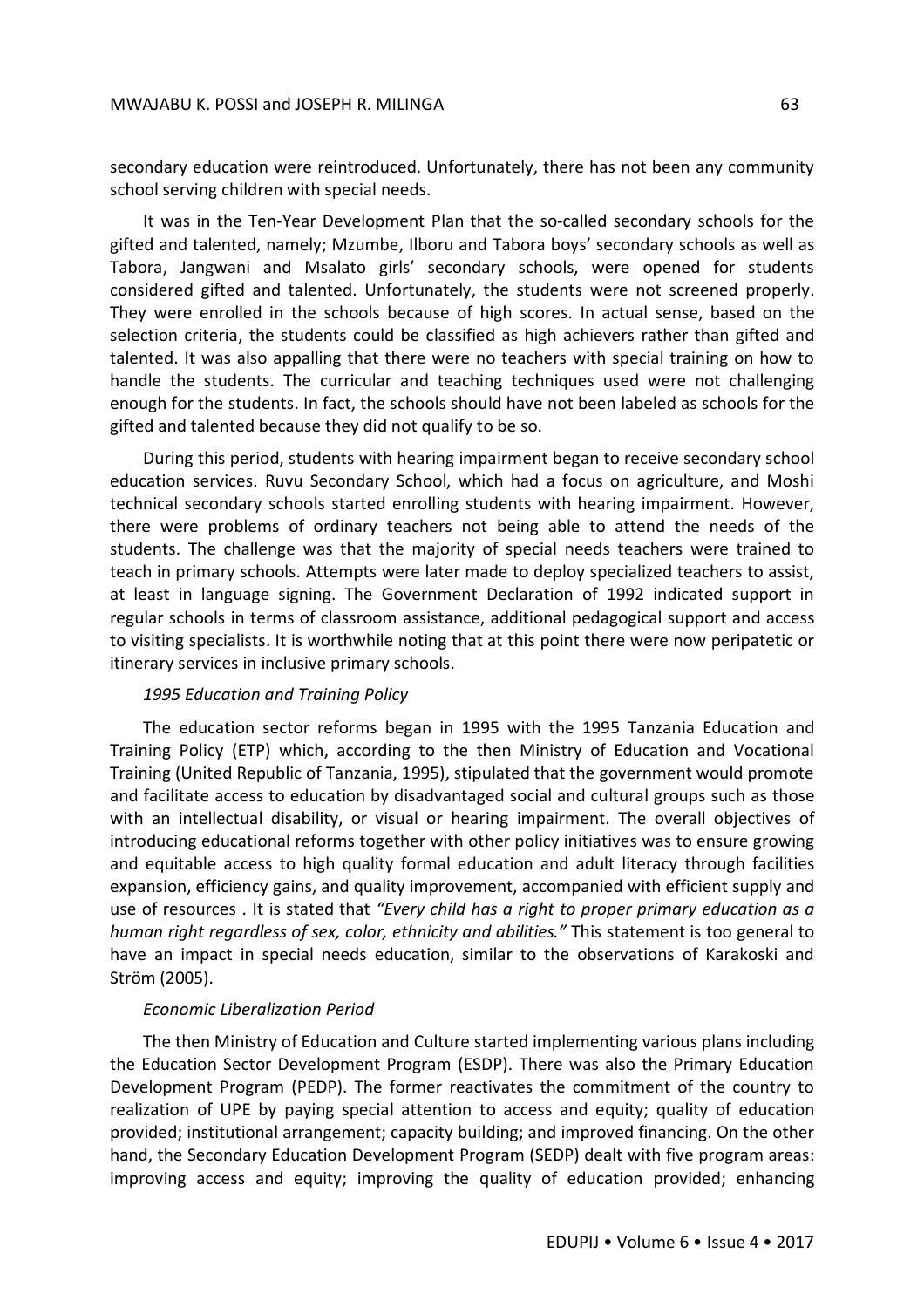secondary education were reintroduced. Unfortunately, there has not been any community school serving children with special needs.

It was in the Ten-Year Development Plan that the so-called secondary schools for the gifted and talented, namely; Mzumbe, Ilboru and Tabora boys' secondary schools as well as Tabora, Jangwani and Msalato girls' secondary schools, were opened for students considered gifted and talented. Unfortunately, the students were not screened properly. They were enrolled in the schools because of high scores. In actual sense, based on the selection criteria, the students could be classified as high achievers rather than gifted and talented. It was also appalling that there were no teachers with special training on how to handle the students. The curricular and teaching techniques used were not challenging enough for the students. In fact, the schools should have not been labeled as schools for the gifted and talented because they did not qualify to be so.

During this period, students with hearing impairment began to receive secondary school education services. Ruvu Secondary School, which had a focus on agriculture, and Moshi technical secondary schools started enrolling students with hearing impairment. However, there were problems of ordinary teachers not being able to attend the needs of the students. The challenge was that the majority of special needs teachers were trained to teach in primary schools. Attempts were later made to deploy specialized teachers to assist, at least in language signing. The Government Declaration of 1992 indicated support in regular schools in terms of classroom assistance, additional pedagogical support and access to visiting specialists. It is worthwhile noting that at this point there were now peripatetic or itinerary services in inclusive primary schools.

*1995 Education and Training Policy*

The education sector reforms began in 1995 with the 1995 Tanzania Education and Training Policy (ETP) which, according to the then Ministry of Education and Vocational Training (United Republic of Tanzania, 1995), stipulated that the government would promote and facilitate access to education by disadvantaged social and cultural groups such as those with an intellectual disability, or visual or hearing impairment. The overall objectives of introducing educational reforms together with other policy initiatives was to ensure growing and equitable access to high quality formal education and adult literacy through facilities expansion, efficiency gains, and quality improvement, accompanied with efficient supply and use of resources . It is stated that *"Every child has a right to proper primary education as a human right regardless of sex, color, ethnicity and abilities."* This statement is too general to have an impact in special needs education, similar to the observations of Karakoski and Ström (2005).

*Economic Liberalization Period*

The then Ministry of Education and Culture started implementing various plans including the Education Sector Development Program (ESDP). There was also the Primary Education Development Program (PEDP). The former reactivates the commitment of the country to realization of UPE by paying special attention to access and equity; quality of education provided; institutional arrangement; capacity building; and improved financing. On the other hand, the Secondary Education Development Program (SEDP) dealt with five program areas: improving access and equity; improving the quality of education provided; enhancing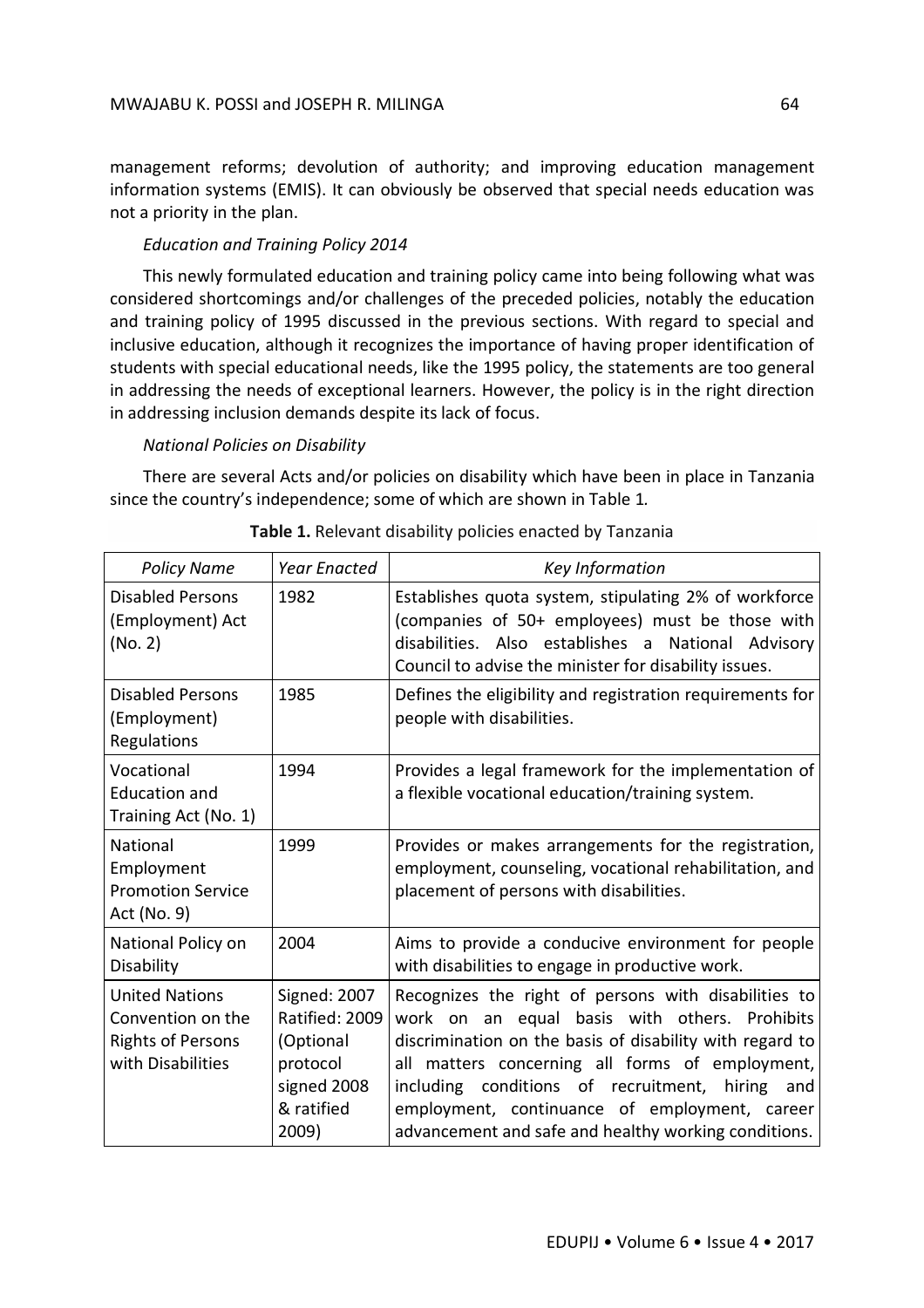management reforms; devolution of authority; and improving education management information systems (EMIS). It can obviously be observed that special needs education was not a priority in the plan.

*Education and Training Policy 2014*

This newly formulated education and training policy came into being following what was considered shortcomings and/or challenges of the preceded policies, notably the education and training policy of 1995 discussed in the previous sections. With regard to special and inclusive education, although it recognizes the importance of having proper identification of students with special educational needs, like the 1995 policy, the statements are too general in addressing the needs of exceptional learners. However, the policy is in the right direction in addressing inclusion demands despite its lack of focus.

*National Policies on Disability*

There are several Acts and/or policies on disability which have been in place in Tanzania since the country's independence; some of which are shown in Table 1.

**Table 1.** Relevant disability policies enacted by Tanzania

| *Policy Name* | *Year Enacted* | *Key Information* |
|---|---|---|
| Disabled Persons (Employment) Act (No. 2) | 1982 | Establishes quota system, stipulating 2% of workforce (companies of 50+ employees) must be those with disabilities. Also establishes a National Advisory Council to advise the minister for disability issues. |
| Disabled Persons (Employment) Regulations | 1985 | Defines the eligibility and registration requirements for people with disabilities. |
| Vocational Education and Training Act (No. 1) | 1994 | Provides a legal framework for the implementation of a flexible vocational education/training system. |
| National Employment Promotion Service Act (No. 9) | 1999 | Provides or makes arrangements for the registration, employment, counseling, vocational rehabilitation, and placement of persons with disabilities. |
| National Policy on Disability | 2004 | Aims to provide a conducive environment for people with disabilities to engage in productive work. |
| United Nations Convention on the Rights of Persons with Disabilities | Signed: 2007 Ratified: 2009 (Optional protocol signed 2008 & ratified 2009) | Recognizes the right of persons with disabilities to work on an equal basis with others. Prohibits discrimination on the basis of disability with regard to all matters concerning all forms of employment, including conditions of recruitment, hiring and employment, continuance of employment, career advancement and safe and healthy working conditions. |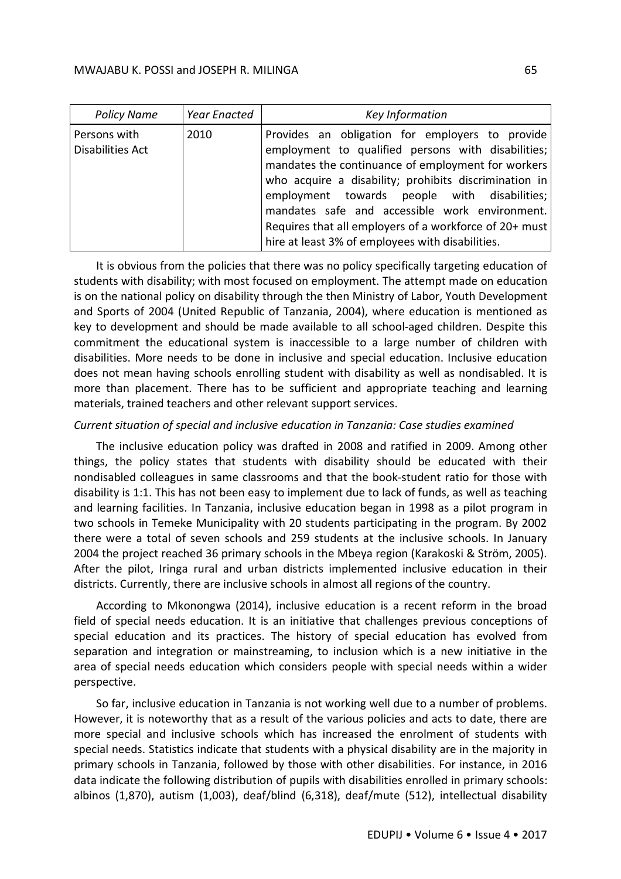| *Policy Name* | *Year Enacted* | *Key Information* |
|---|---|---|
| Persons with Disabilities Act | 2010 | Provides an obligation for employers to provide employment to qualified persons with disabilities; mandates the continuance of employment for workers who acquire a disability; prohibits discrimination in employment towards people with disabilities; mandates safe and accessible work environment. Requires that all employers of a workforce of 20+ must hire at least 3% of employees with disabilities. |

It is obvious from the policies that there was no policy specifically targeting education of students with disability; with most focused on employment. The attempt made on education is on the national policy on disability through the then Ministry of Labor, Youth Development and Sports of 2004 (United Republic of Tanzania, 2004), where education is mentioned as key to development and should be made available to all school-aged children. Despite this commitment the educational system is inaccessible to a large number of children with disabilities. More needs to be done in inclusive and special education. Inclusive education does not mean having schools enrolling student with disability as well as nondisabled. It is more than placement. There has to be sufficient and appropriate teaching and learning materials, trained teachers and other relevant support services.

*Current situation of special and inclusive education in Tanzania: Case studies examined*

The inclusive education policy was drafted in 2008 and ratified in 2009. Among other things, the policy states that students with disability should be educated with their nondisabled colleagues in same classrooms and that the book-student ratio for those with disability is 1:1. This has not been easy to implement due to lack of funds, as well as teaching and learning facilities. In Tanzania, inclusive education began in 1998 as a pilot program in two schools in Temeke Municipality with 20 students participating in the program. By 2002 there were a total of seven schools and 259 students at the inclusive schools. In January 2004 the project reached 36 primary schools in the Mbeya region (Karakoski & Ström, 2005). After the pilot, Iringa rural and urban districts implemented inclusive education in their districts. Currently, there are inclusive schools in almost all regions of the country.

According to Mkonongwa (2014), inclusive education is a recent reform in the broad field of special needs education. It is an initiative that challenges previous conceptions of special education and its practices. The history of special education has evolved from separation and integration or mainstreaming, to inclusion which is a new initiative in the area of special needs education which considers people with special needs within a wider perspective.

So far, inclusive education in Tanzania is not working well due to a number of problems. However, it is noteworthy that as a result of the various policies and acts to date, there are more special and inclusive schools which has increased the enrolment of students with special needs. Statistics indicate that students with a physical disability are in the majority in primary schools in Tanzania, followed by those with other disabilities. For instance, in 2016 data indicate the following distribution of pupils with disabilities enrolled in primary schools: albinos (1,870), autism (1,003), deaf/blind (6,318), deaf/mute (512), intellectual disability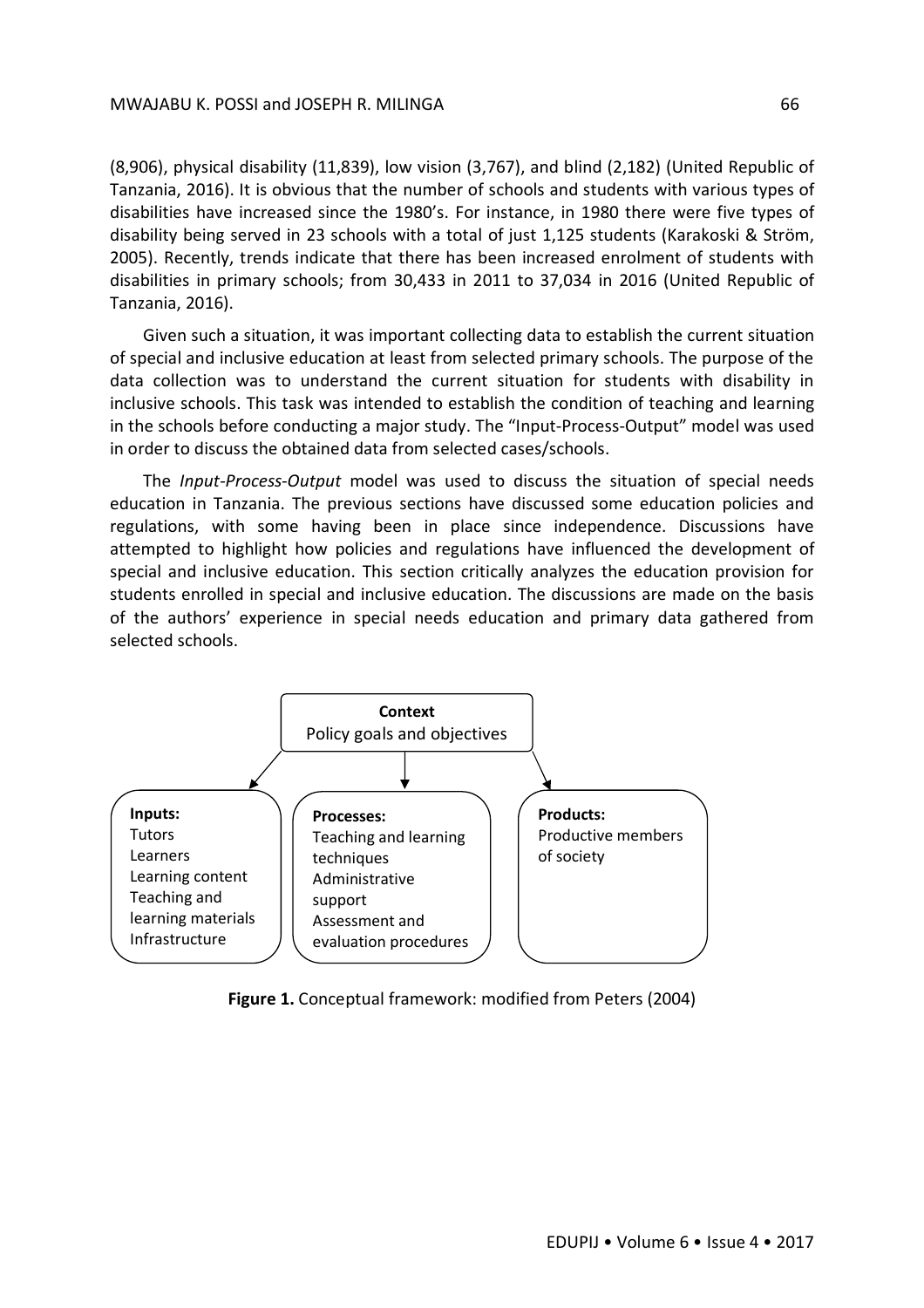(8,906), physical disability (11,839), low vision (3,767), and blind (2,182) (United Republic of Tanzania, 2016). It is obvious that the number of schools and students with various types of disabilities have increased since the 1980's. For instance, in 1980 there were five types of disability being served in 23 schools with a total of just 1,125 students (Karakoski & Ström, 2005). Recently, trends indicate that there has been increased enrolment of students with disabilities in primary schools; from 30,433 in 2011 to 37,034 in 2016 (United Republic of Tanzania, 2016).

Given such a situation, it was important collecting data to establish the current situation of special and inclusive education at least from selected primary schools. The purpose of the data collection was to understand the current situation for students with disability in inclusive schools. This task was intended to establish the condition of teaching and learning in the schools before conducting a major study. The "Input-Process-Output" model was used in order to discuss the obtained data from selected cases/schools.

The *Input-Process-Output* model was used to discuss the situation of special needs education in Tanzania. The previous sections have discussed some education policies and regulations, with some having been in place since independence. Discussions have attempted to highlight how policies and regulations have influenced the development of special and inclusive education. This section critically analyzes the education provision for students enrolled in special and inclusive education. The discussions are made on the basis of the authors' experience in special needs education and primary data gathered from selected schools.

**Context**
Policy goals and objectives

**Inputs:**
Tutors
Learners
Learning content
Teaching and learning materials
Infrastructure

**Processes:**
Teaching and learning techniques
Administrative support
Assessment and evaluation procedures

**Products:**
Productive members of society

**Figure 1.** Conceptual framework: modified from Peters (2004)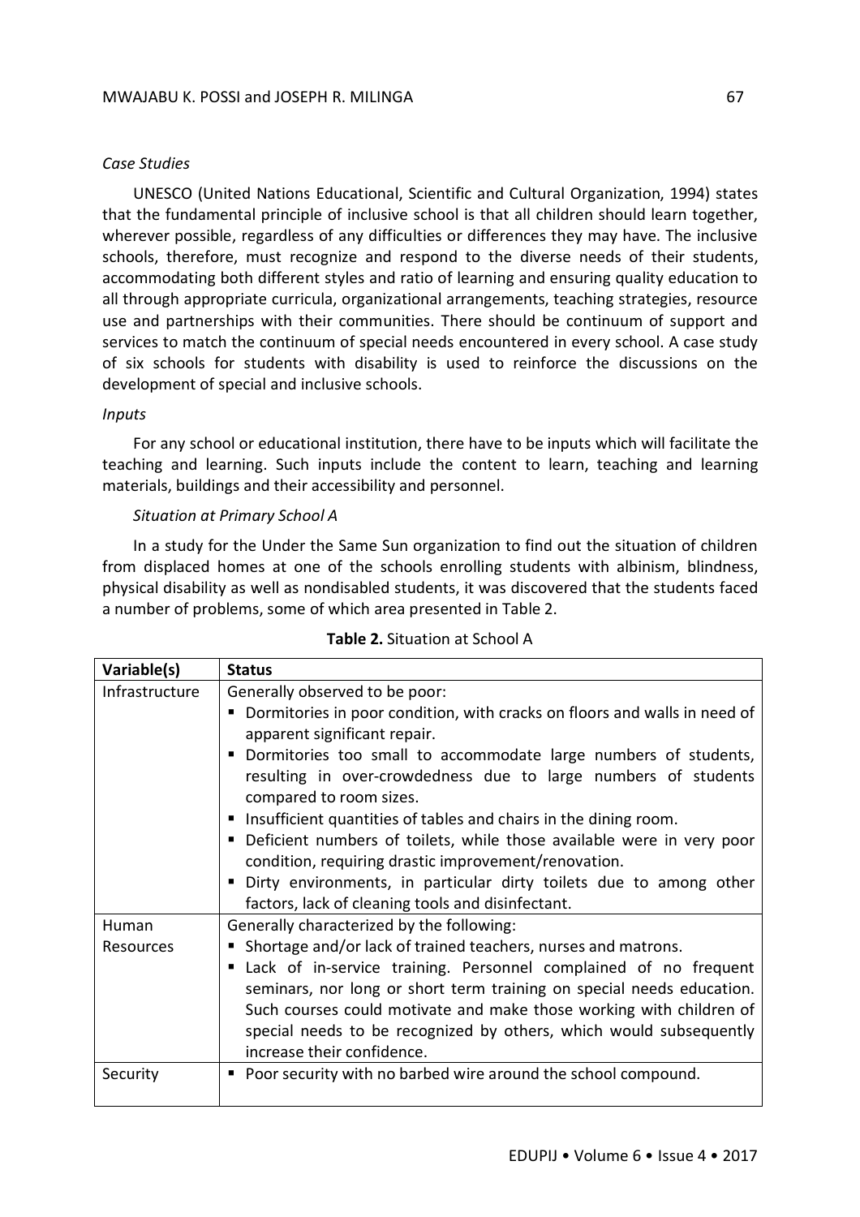*Case Studies*

UNESCO (United Nations Educational, Scientific and Cultural Organization, 1994) states that the fundamental principle of inclusive school is that all children should learn together, wherever possible, regardless of any difficulties or differences they may have. The inclusive schools, therefore, must recognize and respond to the diverse needs of their students, accommodating both different styles and ratio of learning and ensuring quality education to all through appropriate curricula, organizational arrangements, teaching strategies, resource use and partnerships with their communities. There should be continuum of support and services to match the continuum of special needs encountered in every school. A case study of six schools for students with disability is used to reinforce the discussions on the development of special and inclusive schools.

*Inputs*

For any school or educational institution, there have to be inputs which will facilitate the teaching and learning. Such inputs include the content to learn, teaching and learning materials, buildings and their accessibility and personnel.

*Situation at Primary School A*

In a study for the Under the Same Sun organization to find out the situation of children from displaced homes at one of the schools enrolling students with albinism, blindness, physical disability as well as nondisabled students, it was discovered that the students faced a number of problems, some of which area presented in Table 2.

**Table 2.** Situation at School A

| Variable(s) | Status |
| --- | --- |
| Infrastructure | Generally observed to be poor:<br>▪ Dormitories in poor condition, with cracks on floors and walls in need of apparent significant repair.<br>▪ Dormitories too small to accommodate large numbers of students, resulting in over-crowdedness due to large numbers of students compared to room sizes.<br>▪ Insufficient quantities of tables and chairs in the dining room.<br>▪ Deficient numbers of toilets, while those available were in very poor condition, requiring drastic improvement/renovation.<br>▪ Dirty environments, in particular dirty toilets due to among other factors, lack of cleaning tools and disinfectant. |
| Human Resources | Generally characterized by the following:<br>▪ Shortage and/or lack of trained teachers, nurses and matrons.<br>▪ Lack of in-service training. Personnel complained of no frequent seminars, nor long or short term training on special needs education. Such courses could motivate and make those working with children of special needs to be recognized by others, which would subsequently increase their confidence. |
| Security | ▪ Poor security with no barbed wire around the school compound. |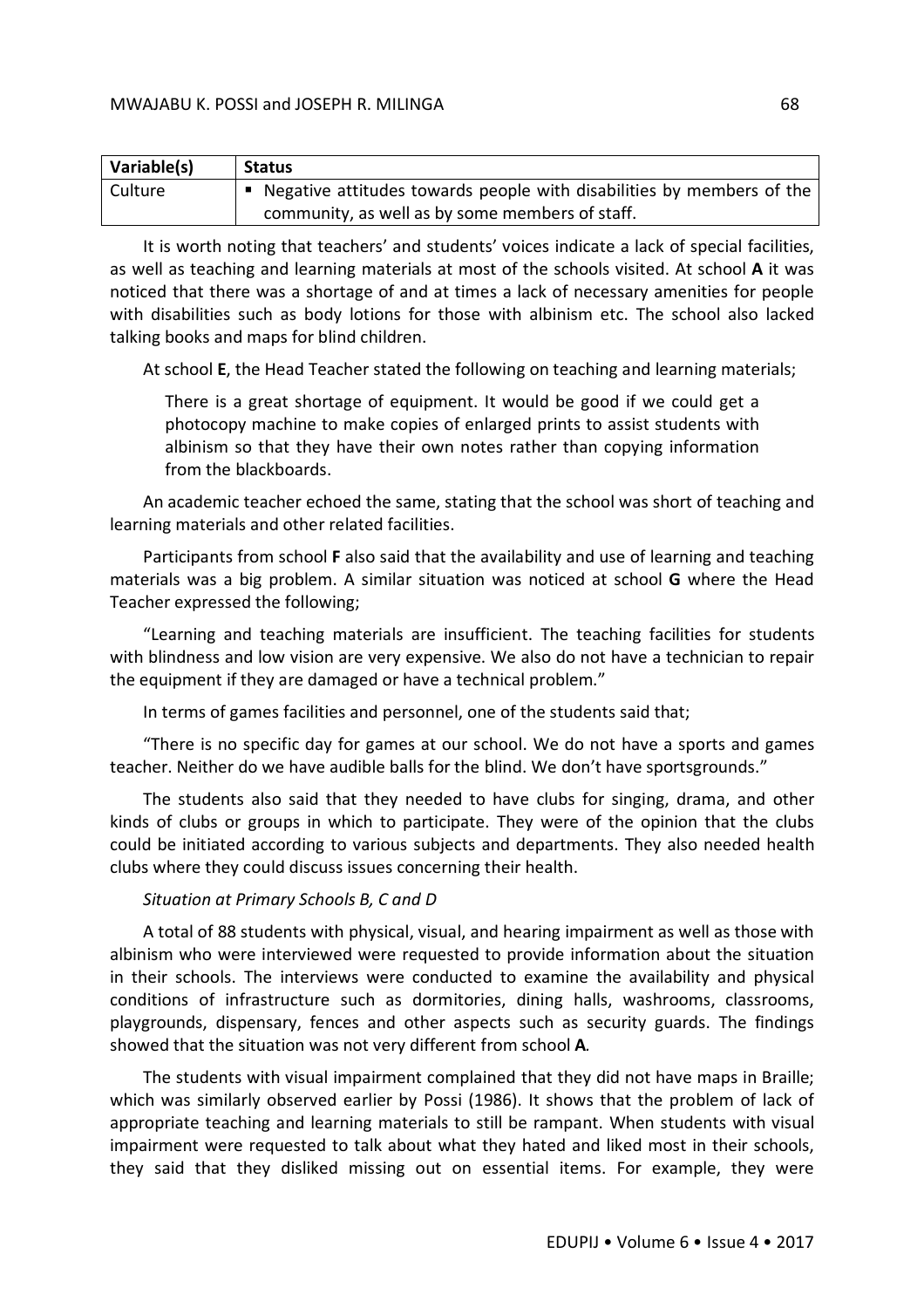| Variable(s) | Status |
|---|---|
| Culture | ▪ Negative attitudes towards people with disabilities by members of the community, as well as by some members of staff. |

It is worth noting that teachers' and students' voices indicate a lack of special facilities, as well as teaching and learning materials at most of the schools visited. At school **A** it was noticed that there was a shortage of and at times a lack of necessary amenities for people with disabilities such as body lotions for those with albinism etc. The school also lacked talking books and maps for blind children.

At school **E**, the Head Teacher stated the following on teaching and learning materials;

> There is a great shortage of equipment. It would be good if we could get a photocopy machine to make copies of enlarged prints to assist students with albinism so that they have their own notes rather than copying information from the blackboards.

An academic teacher echoed the same, stating that the school was short of teaching and learning materials and other related facilities.

Participants from school **F** also said that the availability and use of learning and teaching materials was a big problem. A similar situation was noticed at school **G** where the Head Teacher expressed the following;

"Learning and teaching materials are insufficient. The teaching facilities for students with blindness and low vision are very expensive. We also do not have a technician to repair the equipment if they are damaged or have a technical problem."

In terms of games facilities and personnel, one of the students said that;

"There is no specific day for games at our school. We do not have a sports and games teacher. Neither do we have audible balls for the blind. We don't have sportsgrounds."

The students also said that they needed to have clubs for singing, drama, and other kinds of clubs or groups in which to participate. They were of the opinion that the clubs could be initiated according to various subjects and departments. They also needed health clubs where they could discuss issues concerning their health.

*Situation at Primary Schools B, C and D*

A total of 88 students with physical, visual, and hearing impairment as well as those with albinism who were interviewed were requested to provide information about the situation in their schools. The interviews were conducted to examine the availability and physical conditions of infrastructure such as dormitories, dining halls, washrooms, classrooms, playgrounds, dispensary, fences and other aspects such as security guards. The findings showed that the situation was not very different from school **A**.

The students with visual impairment complained that they did not have maps in Braille; which was similarly observed earlier by Possi (1986). It shows that the problem of lack of appropriate teaching and learning materials to still be rampant. When students with visual impairment were requested to talk about what they hated and liked most in their schools, they said that they disliked missing out on essential items. For example, they were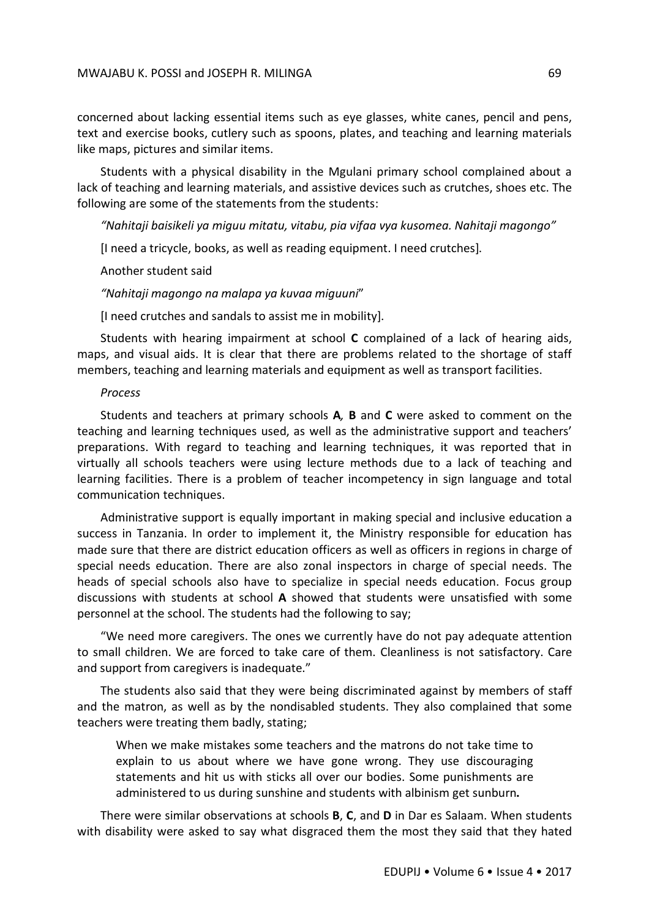concerned about lacking essential items such as eye glasses, white canes, pencil and pens, text and exercise books, cutlery such as spoons, plates, and teaching and learning materials like maps, pictures and similar items.

Students with a physical disability in the Mgulani primary school complained about a lack of teaching and learning materials, and assistive devices such as crutches, shoes etc. The following are some of the statements from the students:

*"Nahitaji baisikeli ya miguu mitatu, vitabu, pia vifaa vya kusomea. Nahitaji magongo"*

[I need a tricycle, books, as well as reading equipment. I need crutches].

Another student said

*"Nahitaji magongo na malapa ya kuvaa miguuni*"

[I need crutches and sandals to assist me in mobility].

Students with hearing impairment at school **C** complained of a lack of hearing aids, maps, and visual aids. It is clear that there are problems related to the shortage of staff members, teaching and learning materials and equipment as well as transport facilities.

*Process*

Students and teachers at primary schools **A***,* **B** and **C** were asked to comment on the teaching and learning techniques used, as well as the administrative support and teachers' preparations. With regard to teaching and learning techniques, it was reported that in virtually all schools teachers were using lecture methods due to a lack of teaching and learning facilities. There is a problem of teacher incompetency in sign language and total communication techniques.

Administrative support is equally important in making special and inclusive education a success in Tanzania. In order to implement it, the Ministry responsible for education has made sure that there are district education officers as well as officers in regions in charge of special needs education. There are also zonal inspectors in charge of special needs. The heads of special schools also have to specialize in special needs education. Focus group discussions with students at school **A** showed that students were unsatisfied with some personnel at the school. The students had the following to say;

"We need more caregivers. The ones we currently have do not pay adequate attention to small children. We are forced to take care of them. Cleanliness is not satisfactory. Care and support from caregivers is inadequate."

The students also said that they were being discriminated against by members of staff and the matron, as well as by the nondisabled students. They also complained that some teachers were treating them badly, stating;

> When we make mistakes some teachers and the matrons do not take time to explain to us about where we have gone wrong. They use discouraging statements and hit us with sticks all over our bodies. Some punishments are administered to us during sunshine and students with albinism get sunburn**.**

There were similar observations at schools **B**, **C**, and **D** in Dar es Salaam. When students with disability were asked to say what disgraced them the most they said that they hated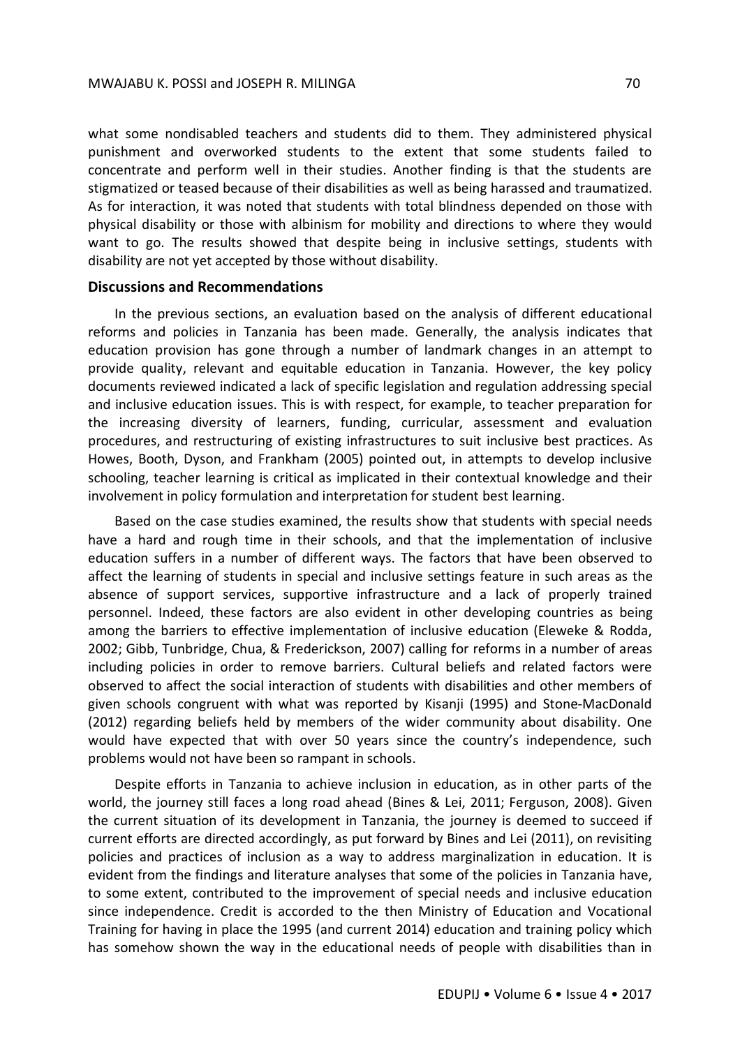what some nondisabled teachers and students did to them. They administered physical punishment and overworked students to the extent that some students failed to concentrate and perform well in their studies. Another finding is that the students are stigmatized or teased because of their disabilities as well as being harassed and traumatized. As for interaction, it was noted that students with total blindness depended on those with physical disability or those with albinism for mobility and directions to where they would want to go. The results showed that despite being in inclusive settings, students with disability are not yet accepted by those without disability.

## Discussions and Recommendations

In the previous sections, an evaluation based on the analysis of different educational reforms and policies in Tanzania has been made. Generally, the analysis indicates that education provision has gone through a number of landmark changes in an attempt to provide quality, relevant and equitable education in Tanzania. However, the key policy documents reviewed indicated a lack of specific legislation and regulation addressing special and inclusive education issues. This is with respect, for example, to teacher preparation for the increasing diversity of learners, funding, curricular, assessment and evaluation procedures, and restructuring of existing infrastructures to suit inclusive best practices. As Howes, Booth, Dyson, and Frankham (2005) pointed out, in attempts to develop inclusive schooling, teacher learning is critical as implicated in their contextual knowledge and their involvement in policy formulation and interpretation for student best learning.

Based on the case studies examined, the results show that students with special needs have a hard and rough time in their schools, and that the implementation of inclusive education suffers in a number of different ways. The factors that have been observed to affect the learning of students in special and inclusive settings feature in such areas as the absence of support services, supportive infrastructure and a lack of properly trained personnel. Indeed, these factors are also evident in other developing countries as being among the barriers to effective implementation of inclusive education (Eleweke & Rodda, 2002; Gibb, Tunbridge, Chua, & Frederickson, 2007) calling for reforms in a number of areas including policies in order to remove barriers. Cultural beliefs and related factors were observed to affect the social interaction of students with disabilities and other members of given schools congruent with what was reported by Kisanji (1995) and Stone-MacDonald (2012) regarding beliefs held by members of the wider community about disability. One would have expected that with over 50 years since the country's independence, such problems would not have been so rampant in schools.

Despite efforts in Tanzania to achieve inclusion in education, as in other parts of the world, the journey still faces a long road ahead (Bines & Lei, 2011; Ferguson, 2008). Given the current situation of its development in Tanzania, the journey is deemed to succeed if current efforts are directed accordingly, as put forward by Bines and Lei (2011), on revisiting policies and practices of inclusion as a way to address marginalization in education. It is evident from the findings and literature analyses that some of the policies in Tanzania have, to some extent, contributed to the improvement of special needs and inclusive education since independence. Credit is accorded to the then Ministry of Education and Vocational Training for having in place the 1995 (and current 2014) education and training policy which has somehow shown the way in the educational needs of people with disabilities than in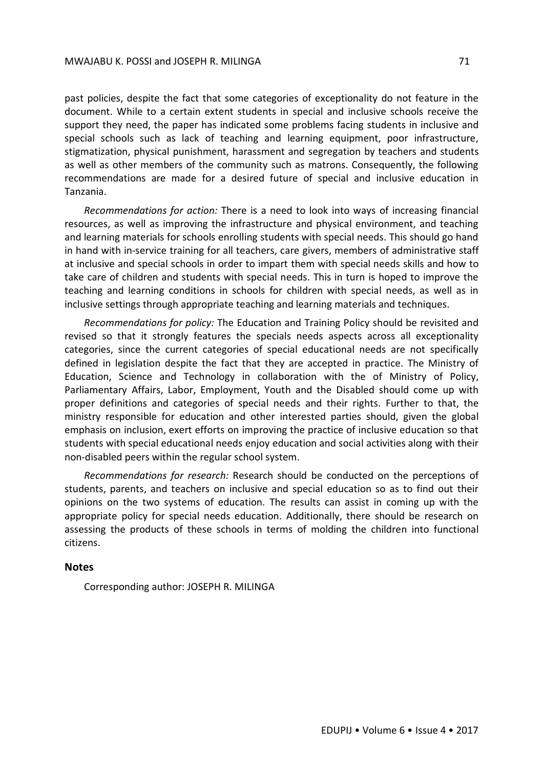past policies, despite the fact that some categories of exceptionality do not feature in the document. While to a certain extent students in special and inclusive schools receive the support they need, the paper has indicated some problems facing students in inclusive and special schools such as lack of teaching and learning equipment, poor infrastructure, stigmatization, physical punishment, harassment and segregation by teachers and students as well as other members of the community such as matrons. Consequently, the following recommendations are made for a desired future of special and inclusive education in Tanzania.

*Recommendations for action:* There is a need to look into ways of increasing financial resources, as well as improving the infrastructure and physical environment, and teaching and learning materials for schools enrolling students with special needs. This should go hand in hand with in-service training for all teachers, care givers, members of administrative staff at inclusive and special schools in order to impart them with special needs skills and how to take care of children and students with special needs. This in turn is hoped to improve the teaching and learning conditions in schools for children with special needs, as well as in inclusive settings through appropriate teaching and learning materials and techniques.

*Recommendations for policy:* The Education and Training Policy should be revisited and revised so that it strongly features the specials needs aspects across all exceptionality categories, since the current categories of special educational needs are not specifically defined in legislation despite the fact that they are accepted in practice. The Ministry of Education, Science and Technology in collaboration with the of Ministry of Policy, Parliamentary Affairs, Labor, Employment, Youth and the Disabled should come up with proper definitions and categories of special needs and their rights. Further to that, the ministry responsible for education and other interested parties should, given the global emphasis on inclusion, exert efforts on improving the practice of inclusive education so that students with special educational needs enjoy education and social activities along with their non-disabled peers within the regular school system.

*Recommendations for research:* Research should be conducted on the perceptions of students, parents, and teachers on inclusive and special education so as to find out their opinions on the two systems of education. The results can assist in coming up with the appropriate policy for special needs education. Additionally, there should be research on assessing the products of these schools in terms of molding the children into functional citizens.

## Notes

Corresponding author: JOSEPH R. MILINGA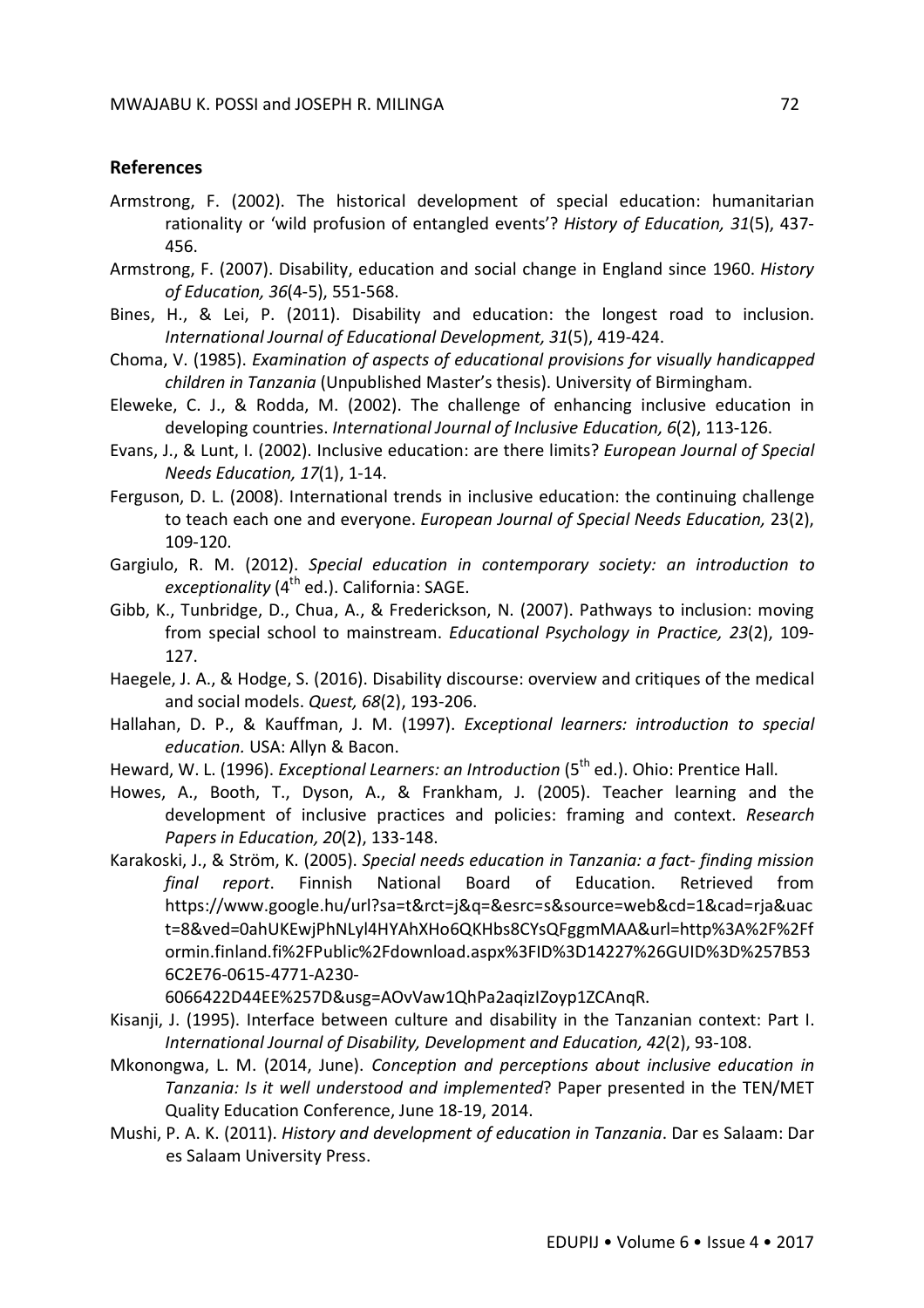## References

Armstrong, F. (2002). The historical development of special education: humanitarian rationality or 'wild profusion of entangled events'? *History of Education, 31*(5), 437-456.

Armstrong, F. (2007). Disability, education and social change in England since 1960. *History of Education, 36*(4-5), 551-568.

Bines, H., & Lei, P. (2011). Disability and education: the longest road to inclusion. *International Journal of Educational Development, 31*(5), 419-424.

Choma, V. (1985). *Examination of aspects of educational provisions for visually handicapped children in Tanzania* (Unpublished Master's thesis). University of Birmingham.

Eleweke, C. J., & Rodda, M. (2002). The challenge of enhancing inclusive education in developing countries. *International Journal of Inclusive Education, 6*(2), 113-126.

Evans, J., & Lunt, I. (2002). Inclusive education: are there limits? *European Journal of Special Needs Education, 17*(1), 1-14.

Ferguson, D. L. (2008). International trends in inclusive education: the continuing challenge to teach each one and everyone. *European Journal of Special Needs Education,* 23(2), 109-120.

Gargiulo, R. M. (2012). *Special education in contemporary society: an introduction to exceptionality* (4th ed.). California: SAGE.

Gibb, K., Tunbridge, D., Chua, A., & Frederickson, N. (2007). Pathways to inclusion: moving from special school to mainstream. *Educational Psychology in Practice, 23*(2), 109-127.

Haegele, J. A., & Hodge, S. (2016). Disability discourse: overview and critiques of the medical and social models. *Quest, 68*(2), 193-206.

Hallahan, D. P., & Kauffman, J. M. (1997). *Exceptional learners: introduction to special education.* USA: Allyn & Bacon.

Heward, W. L. (1996). *Exceptional Learners: an Introduction* (5th ed.). Ohio: Prentice Hall.

Howes, A., Booth, T., Dyson, A., & Frankham, J. (2005). Teacher learning and the development of inclusive practices and policies: framing and context. *Research Papers in Education, 20*(2), 133-148.

Karakoski, J., & Ström, K. (2005). *Special needs education in Tanzania: a fact- finding mission final report*. Finnish National Board of Education. Retrieved from https://www.google.hu/url?sa=t&rct=j&q=&esrc=s&source=web&cd=1&cad=rja&uact=8&ved=0ahUKEwjPhNLyl4HYAhXHo6QKHbs8CYsQFggmMAA&url=http%3A%2F%2Fformin.finland.fi%2FPublic%2Fdownload.aspx%3FID%3D14227%26GUID%3D%257B536C2E76-0615-4771-A230-6066422D44EE%257D&usg=AOvVaw1QhPa2aqizIZoyp1ZCAnqR.

Kisanji, J. (1995). Interface between culture and disability in the Tanzanian context: Part I. *International Journal of Disability, Development and Education, 42*(2), 93-108.

Mkonongwa, L. M. (2014, June). *Conception and perceptions about inclusive education in Tanzania: Is it well understood and implemented*? Paper presented in the TEN/MET Quality Education Conference, June 18-19, 2014.

Mushi, P. A. K. (2011). *History and development of education in Tanzania*. Dar es Salaam: Dar es Salaam University Press.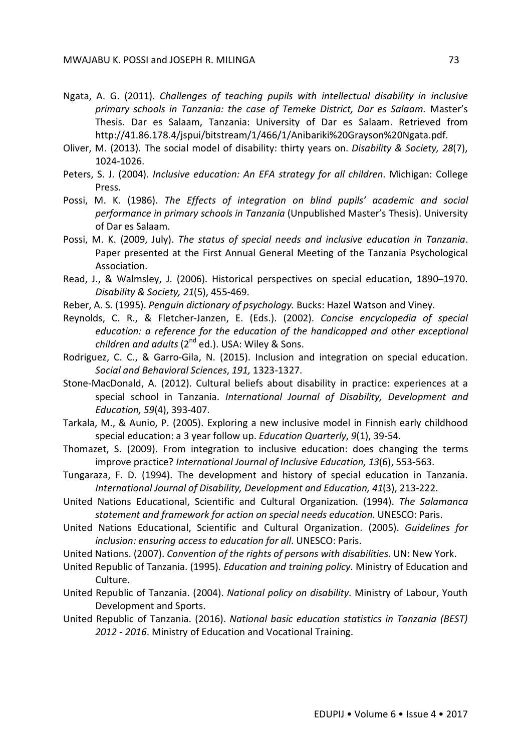Ngata, A. G. (2011). *Challenges of teaching pupils with intellectual disability in inclusive primary schools in Tanzania: the case of Temeke District, Dar es Salaam.* Master's Thesis. Dar es Salaam, Tanzania: University of Dar es Salaam. Retrieved from http://41.86.178.4/jspui/bitstream/1/466/1/Anibariki%20Grayson%20Ngata.pdf.

Oliver, M. (2013). The social model of disability: thirty years on. *Disability & Society, 28*(7), 1024-1026.

Peters, S. J. (2004). *Inclusive education: An EFA strategy for all children*. Michigan: College Press.

Possi, M. K. (1986). *The Effects of integration on blind pupils' academic and social performance in primary schools in Tanzania* (Unpublished Master's Thesis). University of Dar es Salaam.

Possi, M. K. (2009, July). *The status of special needs and inclusive education in Tanzania*. Paper presented at the First Annual General Meeting of the Tanzania Psychological Association.

Read, J., & Walmsley, J. (2006). Historical perspectives on special education, 1890–1970. *Disability & Society, 21*(5), 455-469.

Reber, A. S. (1995). *Penguin dictionary of psychology.* Bucks: Hazel Watson and Viney.

Reynolds, C. R., & Fletcher-Janzen, E. (Eds.). (2002). *Concise encyclopedia of special education: a reference for the education of the handicapped and other exceptional children and adults* (2nd ed.). USA: Wiley & Sons.

Rodriguez, C. C., & Garro-Gila, N. (2015). Inclusion and integration on special education. *Social and Behavioral Sciences*, *191,* 1323-1327.

Stone-MacDonald, A. (2012). Cultural beliefs about disability in practice: experiences at a special school in Tanzania. *International Journal of Disability, Development and Education, 59*(4), 393-407.

Tarkala, M., & Aunio, P. (2005). Exploring a new inclusive model in Finnish early childhood special education: a 3 year follow up. *Education Quarterly*, *9*(1), 39-54.

Thomazet, S. (2009). From integration to inclusive education: does changing the terms improve practice? *International Journal of Inclusive Education, 13*(6), 553-563.

Tungaraza, F. D. (1994). The development and history of special education in Tanzania. *International Journal of Disability, Development and Education, 41*(3), 213-222.

United Nations Educational, Scientific and Cultural Organization. (1994). *The Salamanca statement and framework for action on special needs education.* UNESCO: Paris.

United Nations Educational, Scientific and Cultural Organization. (2005). *Guidelines for inclusion: ensuring access to education for all*. UNESCO: Paris.

United Nations. (2007). *Convention of the rights of persons with disabilities.* UN: New York.

United Republic of Tanzania. (1995). *Education and training policy*. Ministry of Education and Culture.

United Republic of Tanzania. (2004). *National policy on disability*. Ministry of Labour, Youth Development and Sports.

United Republic of Tanzania. (2016). *National basic education statistics in Tanzania (BEST) 2012 - 2016*. Ministry of Education and Vocational Training.